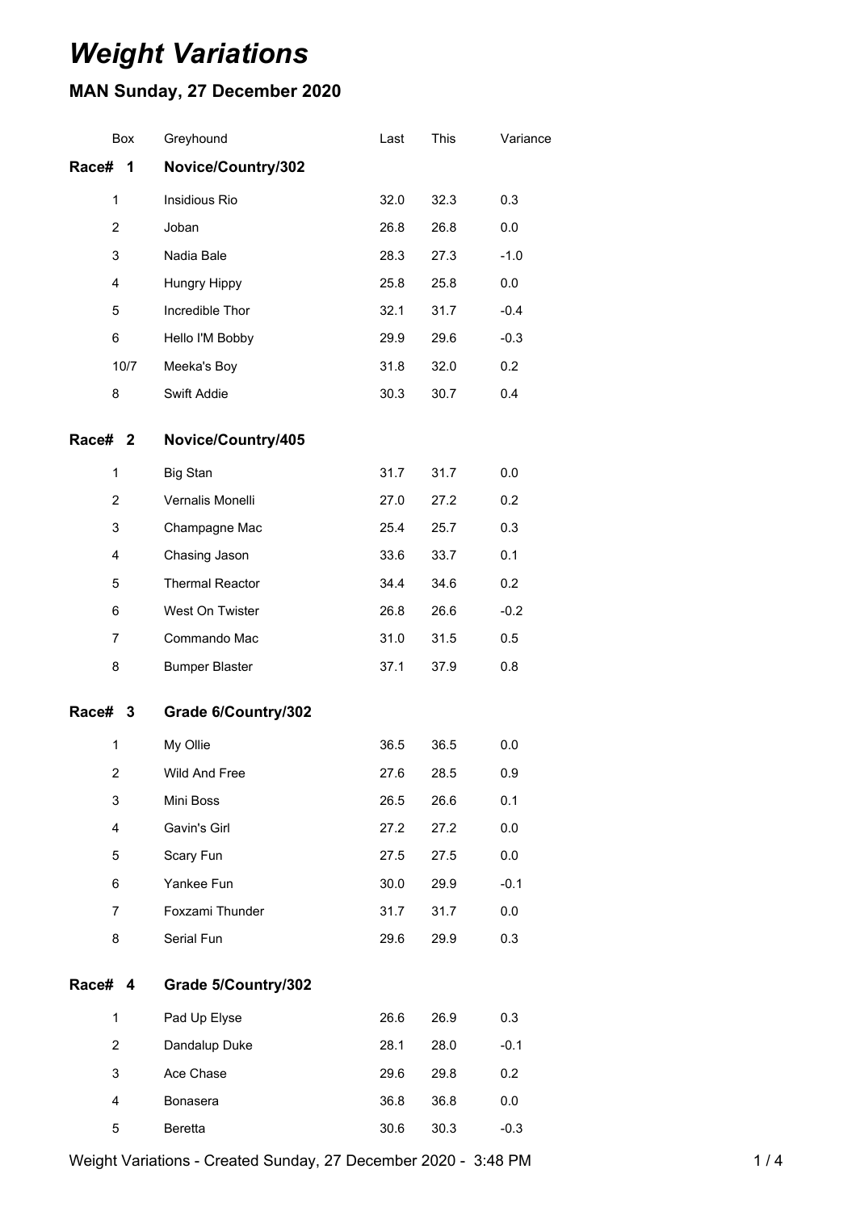# *Weight Variations*

## MAN Sunday, 27 December 2020

| Box | Greyhound | Last | This | Variance |
|---|---|---|---|---|
| **Race# 1** | **Novice/Country/302** | | | |
| 1 | Insidious Rio | 32.0 | 32.3 | 0.3 |
| 2 | Joban | 26.8 | 26.8 | 0.0 |
| 3 | Nadia Bale | 28.3 | 27.3 | -1.0 |
| 4 | Hungry Hippy | 25.8 | 25.8 | 0.0 |
| 5 | Incredible Thor | 32.1 | 31.7 | -0.4 |
| 6 | Hello I'M Bobby | 29.9 | 29.6 | -0.3 |
| 10/7 | Meeka's Boy | 31.8 | 32.0 | 0.2 |
| 8 | Swift Addie | 30.3 | 30.7 | 0.4 |
| **Race# 2** | **Novice/Country/405** | | | |
| 1 | Big Stan | 31.7 | 31.7 | 0.0 |
| 2 | Vernalis Monelli | 27.0 | 27.2 | 0.2 |
| 3 | Champagne Mac | 25.4 | 25.7 | 0.3 |
| 4 | Chasing Jason | 33.6 | 33.7 | 0.1 |
| 5 | Thermal Reactor | 34.4 | 34.6 | 0.2 |
| 6 | West On Twister | 26.8 | 26.6 | -0.2 |
| 7 | Commando Mac | 31.0 | 31.5 | 0.5 |
| 8 | Bumper Blaster | 37.1 | 37.9 | 0.8 |
| **Race# 3** | **Grade 6/Country/302** | | | |
| 1 | My Ollie | 36.5 | 36.5 | 0.0 |
| 2 | Wild And Free | 27.6 | 28.5 | 0.9 |
| 3 | Mini Boss | 26.5 | 26.6 | 0.1 |
| 4 | Gavin's Girl | 27.2 | 27.2 | 0.0 |
| 5 | Scary Fun | 27.5 | 27.5 | 0.0 |
| 6 | Yankee Fun | 30.0 | 29.9 | -0.1 |
| 7 | Foxzami Thunder | 31.7 | 31.7 | 0.0 |
| 8 | Serial Fun | 29.6 | 29.9 | 0.3 |
| **Race# 4** | **Grade 5/Country/302** | | | |
| 1 | Pad Up Elyse | 26.6 | 26.9 | 0.3 |
| 2 | Dandalup Duke | 28.1 | 28.0 | -0.1 |
| 3 | Ace Chase | 29.6 | 29.8 | 0.2 |
| 4 | Bonasera | 36.8 | 36.8 | 0.0 |
| 5 | Beretta | 30.6 | 30.3 | -0.3 |

Weight Variations - Created Sunday, 27 December 2020 - 3:48 PM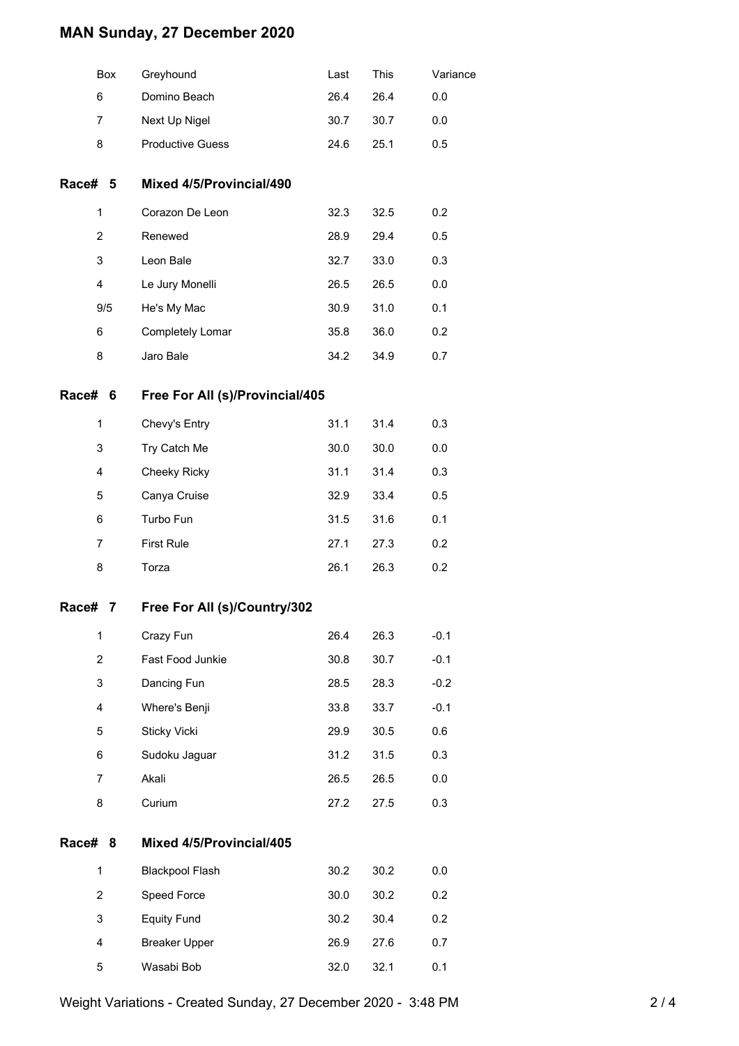| Box | Greyhound | Last | This | Variance |
|---|---|---|---|---|
| 6 | Domino Beach | 26.4 | 26.4 | 0.0 |
| 7 | Next Up Nigel | 30.7 | 30.7 | 0.0 |
| 8 | Productive Guess | 24.6 | 25.1 | 0.5 |

## Race# 5 Mixed 4/5/Provincial/490

| Box | Greyhound | Last | This | Variance |
|---|---|---|---|---|
| 1 | Corazon De Leon | 32.3 | 32.5 | 0.2 |
| 2 | Renewed | 28.9 | 29.4 | 0.5 |
| 3 | Leon Bale | 32.7 | 33.0 | 0.3 |
| 4 | Le Jury Monelli | 26.5 | 26.5 | 0.0 |
| 9/5 | He's My Mac | 30.9 | 31.0 | 0.1 |
| 6 | Completely Lomar | 35.8 | 36.0 | 0.2 |
| 8 | Jaro Bale | 34.2 | 34.9 | 0.7 |

## Race# 6 Free For All (s)/Provincial/405

| Box | Greyhound | Last | This | Variance |
|---|---|---|---|---|
| 1 | Chevy's Entry | 31.1 | 31.4 | 0.3 |
| 3 | Try Catch Me | 30.0 | 30.0 | 0.0 |
| 4 | Cheeky Ricky | 31.1 | 31.4 | 0.3 |
| 5 | Canya Cruise | 32.9 | 33.4 | 0.5 |
| 6 | Turbo Fun | 31.5 | 31.6 | 0.1 |
| 7 | First Rule | 27.1 | 27.3 | 0.2 |
| 8 | Torza | 26.1 | 26.3 | 0.2 |

## Race# 7 Free For All (s)/Country/302

| Box | Greyhound | Last | This | Variance |
|---|---|---|---|---|
| 1 | Crazy Fun | 26.4 | 26.3 | -0.1 |
| 2 | Fast Food Junkie | 30.8 | 30.7 | -0.1 |
| 3 | Dancing Fun | 28.5 | 28.3 | -0.2 |
| 4 | Where's Benji | 33.8 | 33.7 | -0.1 |
| 5 | Sticky Vicki | 29.9 | 30.5 | 0.6 |
| 6 | Sudoku Jaguar | 31.2 | 31.5 | 0.3 |
| 7 | Akali | 26.5 | 26.5 | 0.0 |
| 8 | Curium | 27.2 | 27.5 | 0.3 |

## Race# 8 Mixed 4/5/Provincial/405

| Box | Greyhound | Last | This | Variance |
|---|---|---|---|---|
| 1 | Blackpool Flash | 30.2 | 30.2 | 0.0 |
| 2 | Speed Force | 30.0 | 30.2 | 0.2 |
| 3 | Equity Fund | 30.2 | 30.4 | 0.2 |
| 4 | Breaker Upper | 26.9 | 27.6 | 0.7 |
| 5 | Wasabi Bob | 32.0 | 32.1 | 0.1 |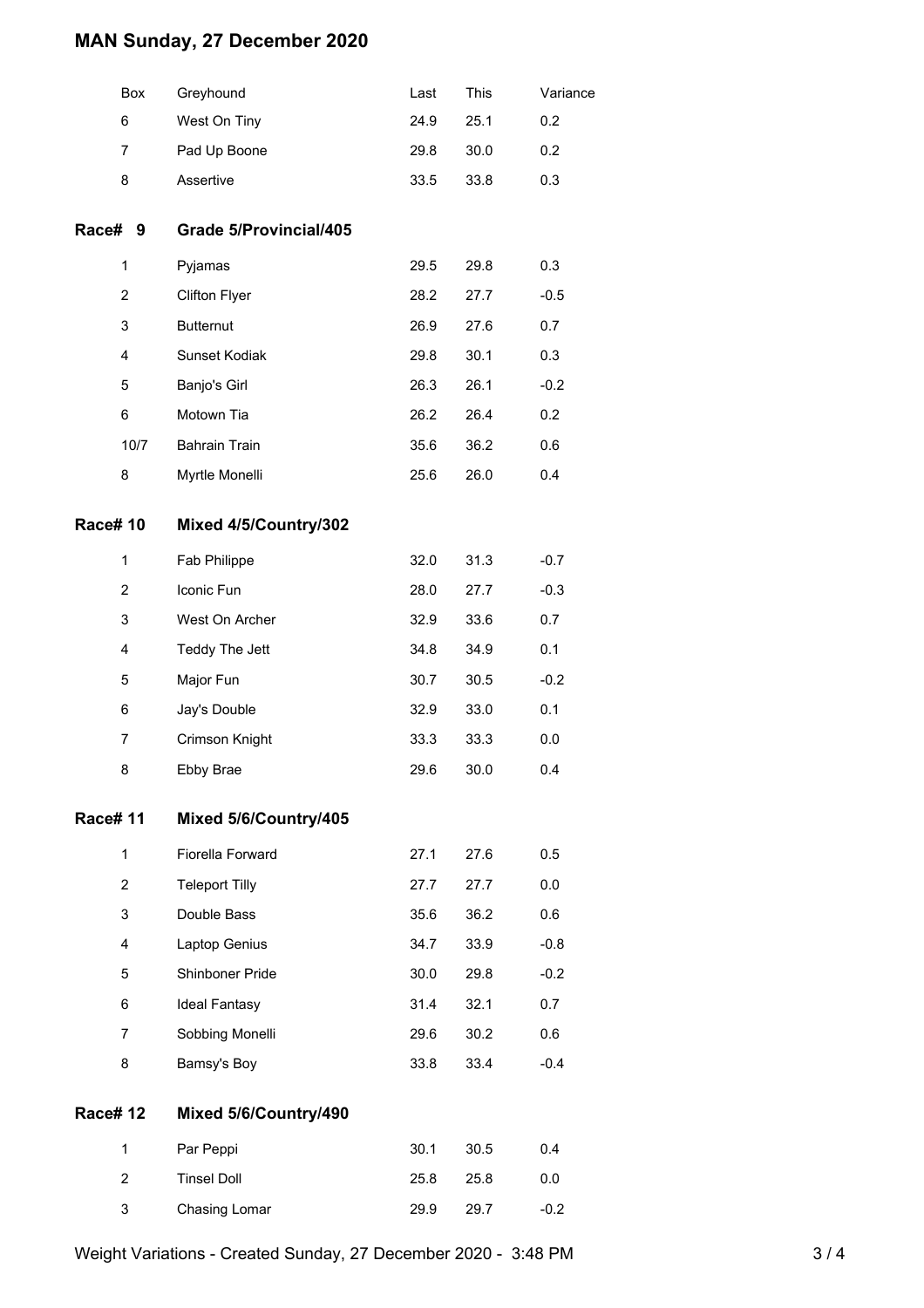# MAN Sunday, 27 December 2020

| Box | Greyhound | Last | This | Variance |
|---|---|---|---|---|
| 6 | West On Tiny | 24.9 | 25.1 | 0.2 |
| 7 | Pad Up Boone | 29.8 | 30.0 | 0.2 |
| 8 | Assertive | 33.5 | 33.8 | 0.3 |

## Race# 9 Grade 5/Provincial/405

| Box | Greyhound | Last | This | Variance |
|---|---|---|---|---|
| 1 | Pyjamas | 29.5 | 29.8 | 0.3 |
| 2 | Clifton Flyer | 28.2 | 27.7 | -0.5 |
| 3 | Butternut | 26.9 | 27.6 | 0.7 |
| 4 | Sunset Kodiak | 29.8 | 30.1 | 0.3 |
| 5 | Banjo's Girl | 26.3 | 26.1 | -0.2 |
| 6 | Motown Tia | 26.2 | 26.4 | 0.2 |
| 10/7 | Bahrain Train | 35.6 | 36.2 | 0.6 |
| 8 | Myrtle Monelli | 25.6 | 26.0 | 0.4 |

## Race# 10 Mixed 4/5/Country/302

| Box | Greyhound | Last | This | Variance |
|---|---|---|---|---|
| 1 | Fab Philippe | 32.0 | 31.3 | -0.7 |
| 2 | Iconic Fun | 28.0 | 27.7 | -0.3 |
| 3 | West On Archer | 32.9 | 33.6 | 0.7 |
| 4 | Teddy The Jett | 34.8 | 34.9 | 0.1 |
| 5 | Major Fun | 30.7 | 30.5 | -0.2 |
| 6 | Jay's Double | 32.9 | 33.0 | 0.1 |
| 7 | Crimson Knight | 33.3 | 33.3 | 0.0 |
| 8 | Ebby Brae | 29.6 | 30.0 | 0.4 |

## Race# 11 Mixed 5/6/Country/405

| Box | Greyhound | Last | This | Variance |
|---|---|---|---|---|
| 1 | Fiorella Forward | 27.1 | 27.6 | 0.5 |
| 2 | Teleport Tilly | 27.7 | 27.7 | 0.0 |
| 3 | Double Bass | 35.6 | 36.2 | 0.6 |
| 4 | Laptop Genius | 34.7 | 33.9 | -0.8 |
| 5 | Shinboner Pride | 30.0 | 29.8 | -0.2 |
| 6 | Ideal Fantasy | 31.4 | 32.1 | 0.7 |
| 7 | Sobbing Monelli | 29.6 | 30.2 | 0.6 |
| 8 | Bamsy's Boy | 33.8 | 33.4 | -0.4 |

## Race# 12 Mixed 5/6/Country/490

| Box | Greyhound | Last | This | Variance |
|---|---|---|---|---|
| 1 | Par Peppi | 30.1 | 30.5 | 0.4 |
| 2 | Tinsel Doll | 25.8 | 25.8 | 0.0 |
| 3 | Chasing Lomar | 29.9 | 29.7 | -0.2 |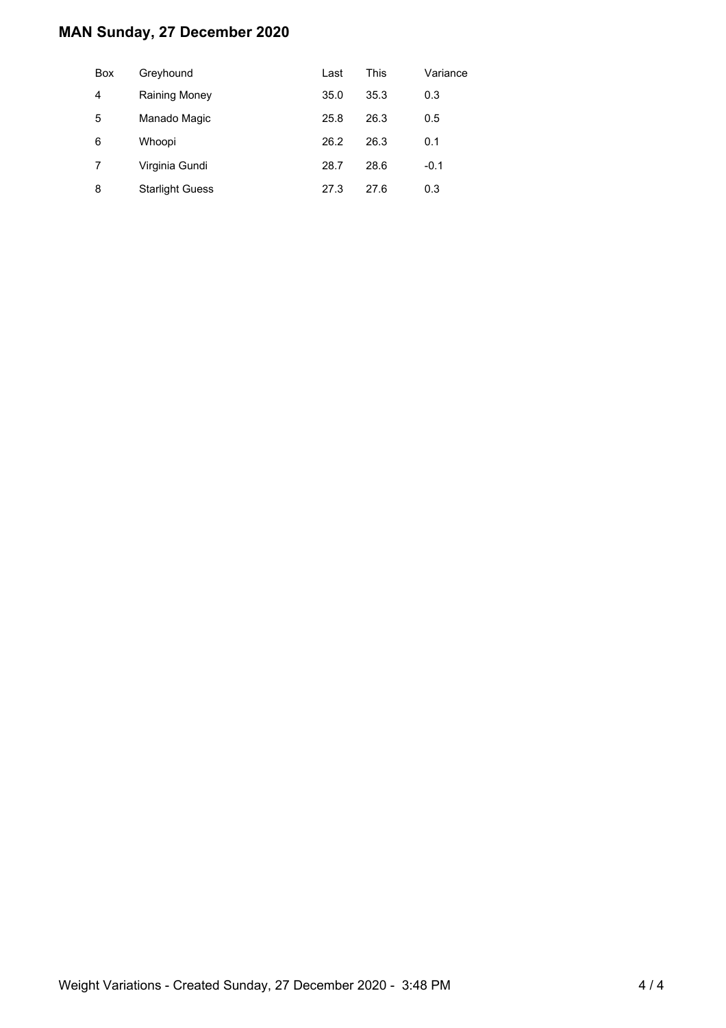## MAN Sunday, 27 December 2020

| Box | Greyhound | Last | This | Variance |
|---|---|---|---|---|
| 4 | Raining Money | 35.0 | 35.3 | 0.3 |
| 5 | Manado Magic | 25.8 | 26.3 | 0.5 |
| 6 | Whoopi | 26.2 | 26.3 | 0.1 |
| 7 | Virginia Gundi | 28.7 | 28.6 | -0.1 |
| 8 | Starlight Guess | 27.3 | 27.6 | 0.3 |